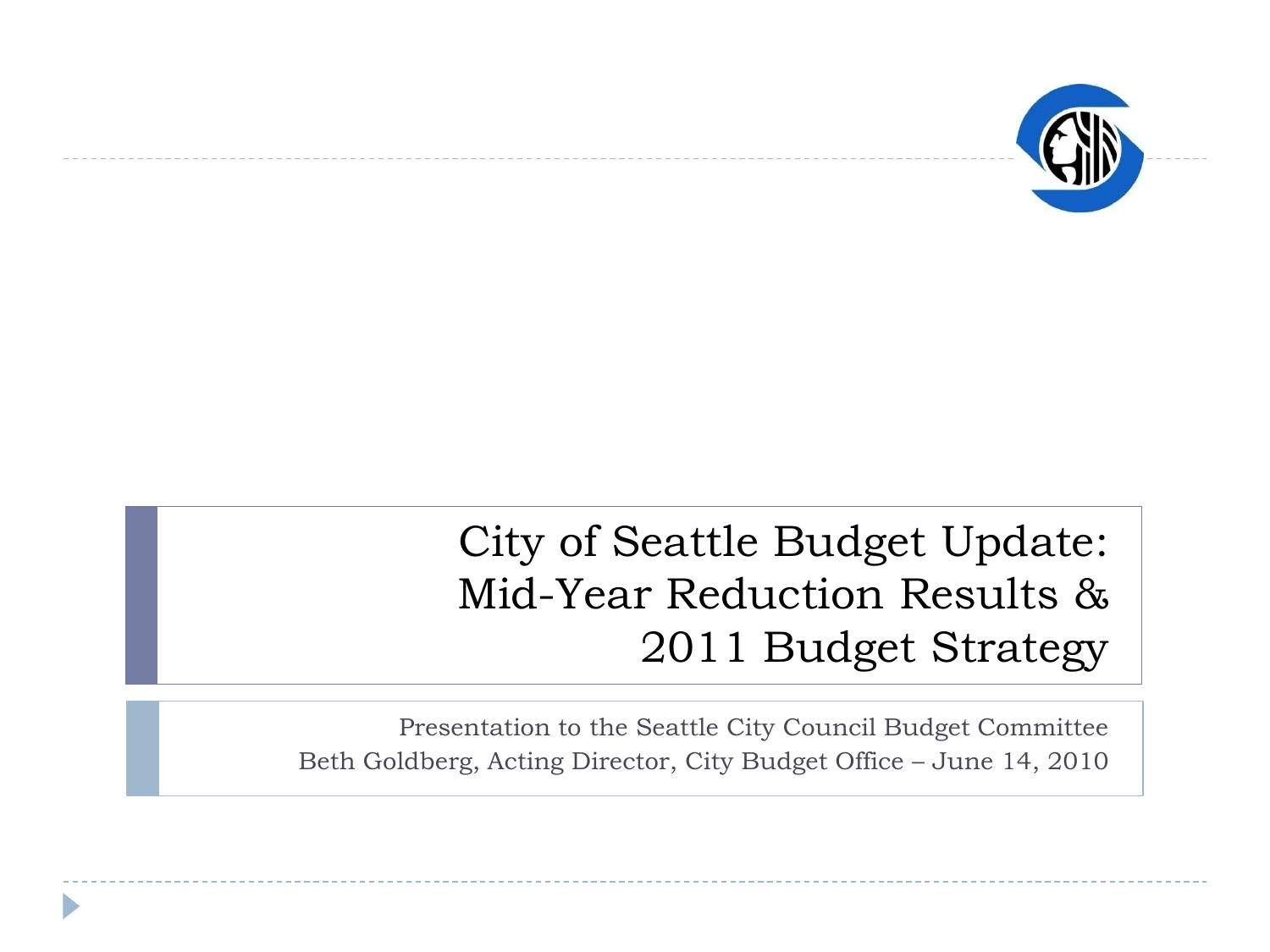# City of Seattle Budget Update: Mid-Year Reduction Results & 2011 Budget Strategy

Presentation to the Seattle City Council Budget Committee

Beth Goldberg, Acting Director, City Budget Office – June 14, 2010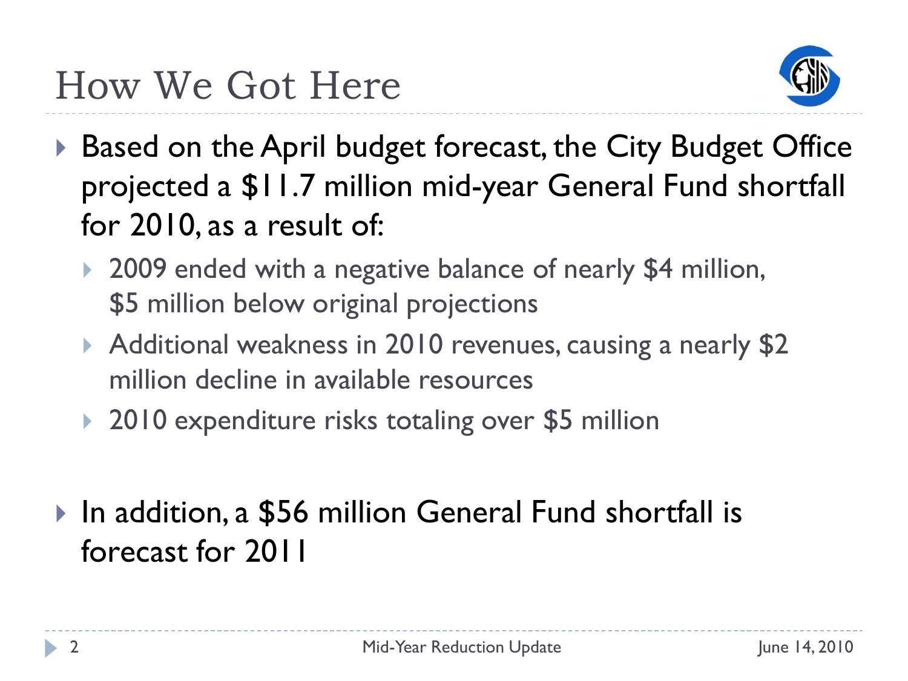# How We Got Here

- Based on the April budget forecast, the City Budget Office projected a $11.7 million mid-year General Fund shortfall for 2010, as a result of:
  - 2009 ended with a negative balance of nearly $4 million, $5 million below original projections
  - Additional weakness in 2010 revenues, causing a nearly $2 million decline in available resources
  - 2010 expenditure risks totaling over $5 million

- In addition, a $56 million General Fund shortfall is forecast for 2011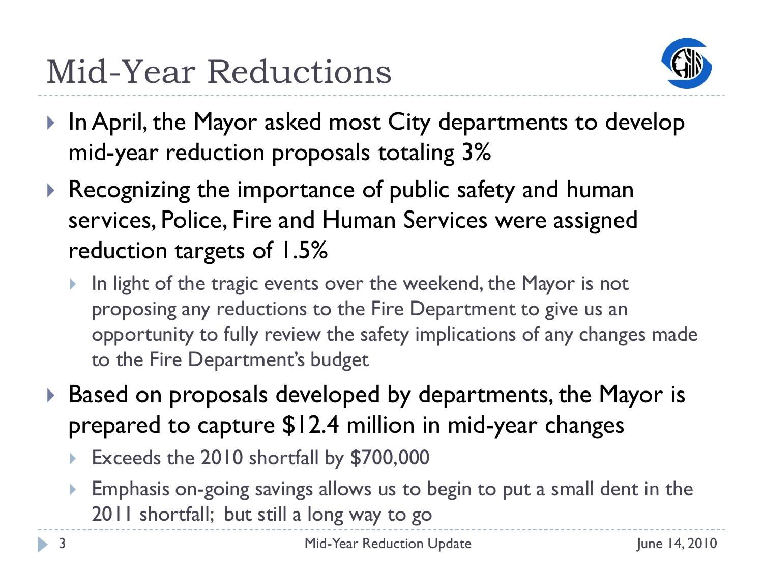# Mid-Year Reductions

- In April, the Mayor asked most City departments to develop mid-year reduction proposals totaling 3%
- Recognizing the importance of public safety and human services, Police, Fire and Human Services were assigned reduction targets of 1.5%
  - In light of the tragic events over the weekend, the Mayor is not proposing any reductions to the Fire Department to give us an opportunity to fully review the safety implications of any changes made to the Fire Department's budget
- Based on proposals developed by departments, the Mayor is prepared to capture $12.4 million in mid-year changes
  - Exceeds the 2010 shortfall by $700,000
  - Emphasis on-going savings allows us to begin to put a small dent in the 2011 shortfall; but still a long way to go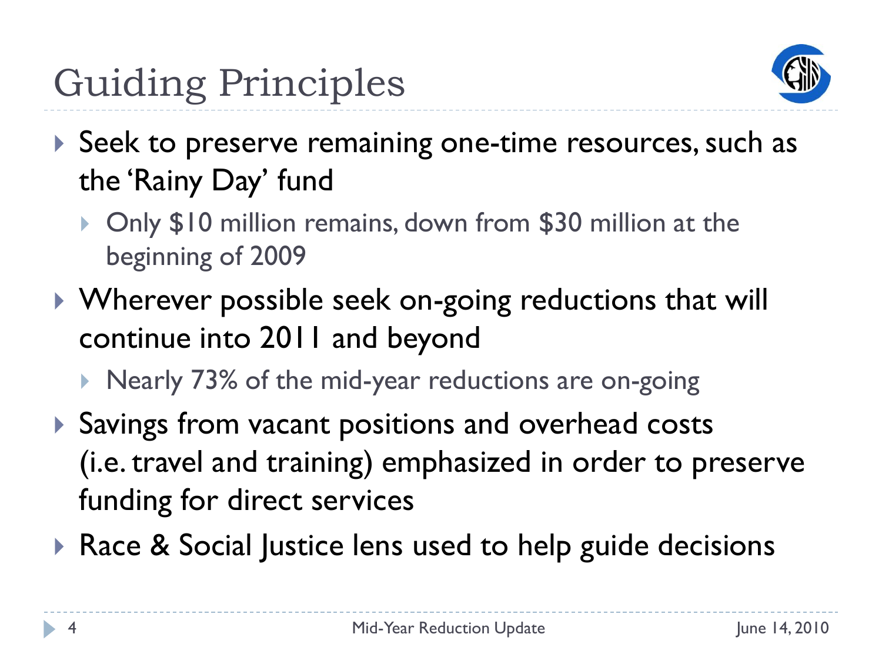# Guiding Principles

- Seek to preserve remaining one-time resources, such as the 'Rainy Day' fund
  - Only $10 million remains, down from $30 million at the beginning of 2009
- Wherever possible seek on-going reductions that will continue into 2011 and beyond
  - Nearly 73% of the mid-year reductions are on-going
- Savings from vacant positions and overhead costs (i.e. travel and training) emphasized in order to preserve funding for direct services
- Race & Social Justice lens used to help guide decisions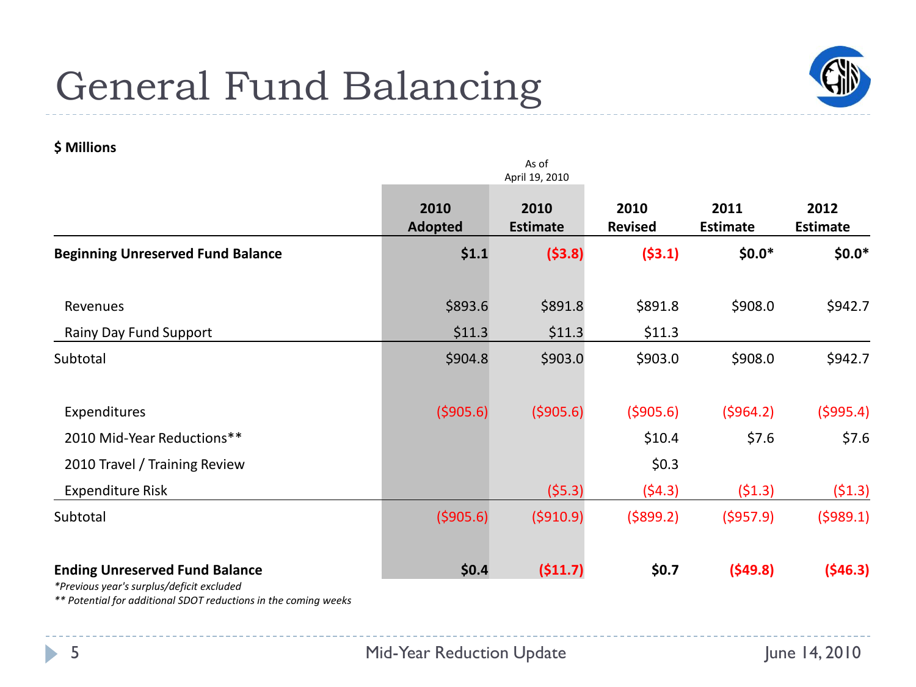# General Fund Balancing

**$ Millions**

| | 2010 Adopted | 2010 Estimate (As of April 19, 2010) | 2010 Revised | 2011 Estimate | 2012 Estimate |
|---|---|---|---|---|---|
| **Beginning Unreserved Fund Balance** | **$1.1** | **($3.8)** | **($3.1)** | **$0.0*** | **$0.0*** |
| Revenues | $893.6 | $891.8 | $891.8 | $908.0 | $942.7 |
| Rainy Day Fund Support | $11.3 | $11.3 | $11.3 | | |
| Subtotal | $904.8 | $903.0 | $903.0 | $908.0 | $942.7 |
| Expenditures | ($905.6) | ($905.6) | ($905.6) | ($964.2) | ($995.4) |
| 2010 Mid-Year Reductions** | | | $10.4 | $7.6 | $7.6 |
| 2010 Travel / Training Review | | | $0.3 | | |
| Expenditure Risk | | ($5.3) | ($4.3) | ($1.3) | ($1.3) |
| Subtotal | ($905.6) | ($910.9) | ($899.2) | ($957.9) | ($989.1) |
| **Ending Unreserved Fund Balance** | **$0.4** | **($11.7)** | **$0.7** | **($49.8)** | **($46.3)** |

*\*Previous year's surplus/deficit excluded*

*\*\* Potential for additional SDOT reductions in the coming weeks*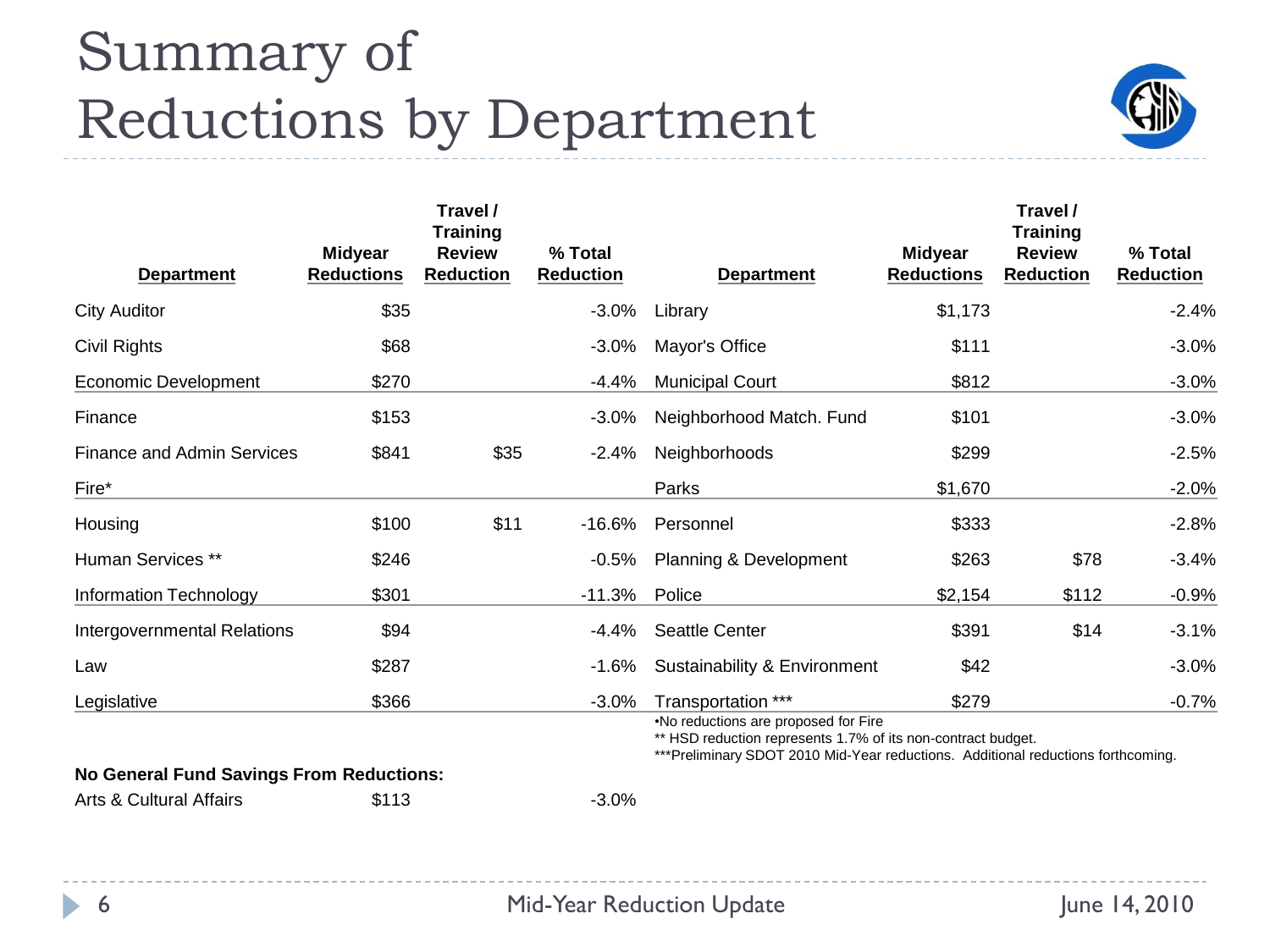# Summary of Reductions by Department

| Department | Midyear Reductions | Travel / Training Review Reduction | % Total Reduction | Department | Midyear Reductions | Travel / Training Review Reduction | % Total Reduction |
|---|---|---|---|---|---|---|---|
| City Auditor | $35 | | -3.0% | Library | $1,173 | | -2.4% |
| Civil Rights | $68 | | -3.0% | Mayor's Office | $111 | | -3.0% |
| Economic Development | $270 | | -4.4% | Municipal Court | $812 | | -3.0% |
| Finance | $153 | | -3.0% | Neighborhood Match. Fund | $101 | | -3.0% |
| Finance and Admin Services | $841 | $35 | -2.4% | Neighborhoods | $299 | | -2.5% |
| Fire* | | | | Parks | $1,670 | | -2.0% |
| Housing | $100 | $11 | -16.6% | Personnel | $333 | | -2.8% |
| Human Services ** | $246 | | -0.5% | Planning & Development | $263 | $78 | -3.4% |
| Information Technology | $301 | | -11.3% | Police | $2,154 | $112 | -0.9% |
| Intergovernmental Relations | $94 | | -4.4% | Seattle Center | $391 | $14 | -3.1% |
| Law | $287 | | -1.6% | Sustainability & Environment | $42 | | -3.0% |
| Legislative | $366 | | -3.0% | Transportation *** | $279 | | -0.7% |

•No reductions are proposed for Fire

** HSD reduction represents 1.7% of its non-contract budget.

***Preliminary SDOT 2010 Mid-Year reductions. Additional reductions forthcoming.

**No General Fund Savings From Reductions:**

| Department | Midyear Reductions | Travel / Training Review Reduction | % Total Reduction |
|---|---|---|---|
| Arts & Cultural Affairs | $113 | | -3.0% |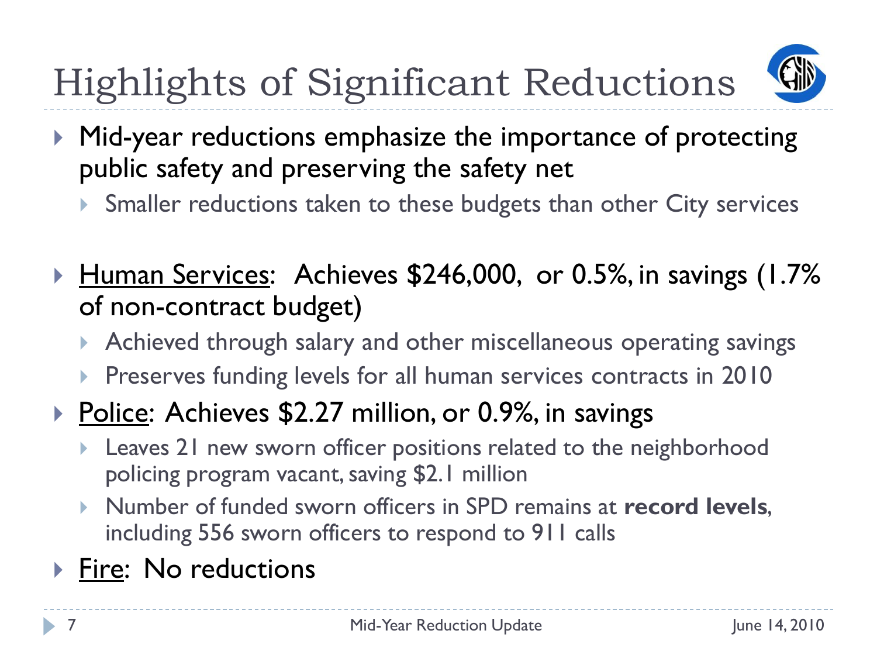# Highlights of Significant Reductions

- Mid-year reductions emphasize the importance of protecting public safety and preserving the safety net
  - Smaller reductions taken to these budgets than other City services
- Human Services: Achieves $246,000, or 0.5%, in savings (1.7% of non-contract budget)
  - Achieved through salary and other miscellaneous operating savings
  - Preserves funding levels for all human services contracts in 2010
- Police: Achieves $2.27 million, or 0.9%, in savings
  - Leaves 21 new sworn officer positions related to the neighborhood policing program vacant, saving $2.1 million
  - Number of funded sworn officers in SPD remains at **record levels**, including 556 sworn officers to respond to 911 calls
- Fire: No reductions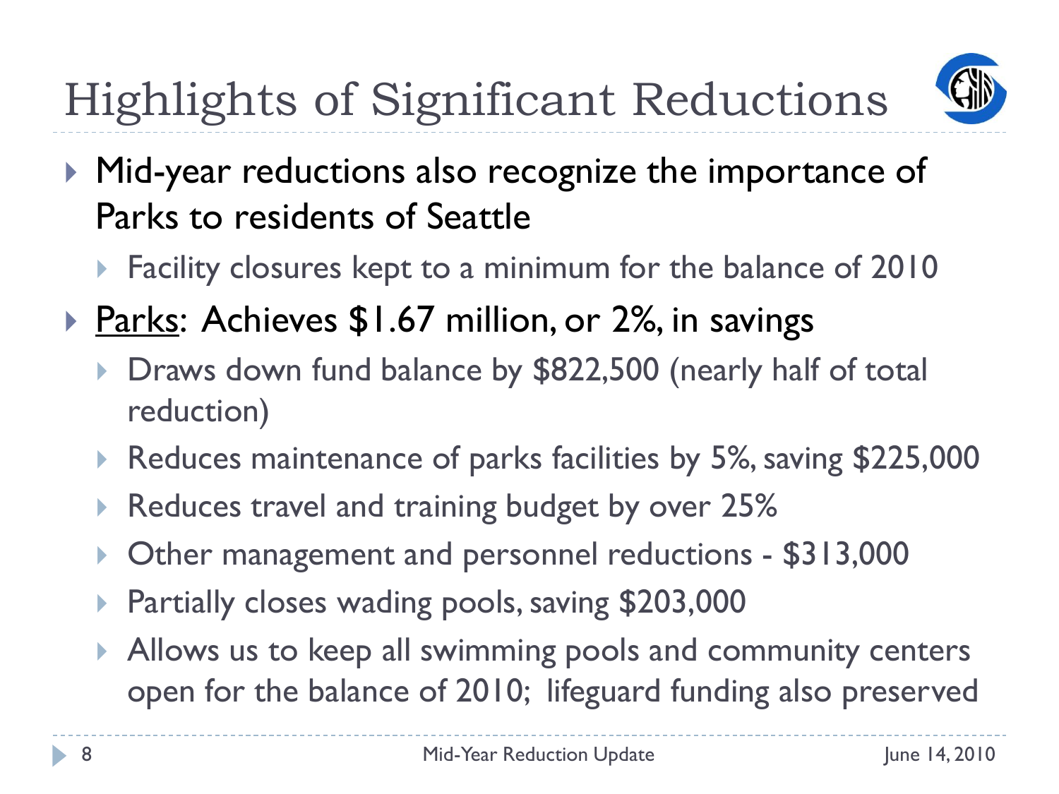# Highlights of Significant Reductions

- Mid-year reductions also recognize the importance of Parks to residents of Seattle
  - Facility closures kept to a minimum for the balance of 2010
- Parks: Achieves $1.67 million, or 2%, in savings
  - Draws down fund balance by $822,500 (nearly half of total reduction)
  - Reduces maintenance of parks facilities by 5%, saving $225,000
  - Reduces travel and training budget by over 25%
  - Other management and personnel reductions - $313,000
  - Partially closes wading pools, saving $203,000
  - Allows us to keep all swimming pools and community centers open for the balance of 2010; lifeguard funding also preserved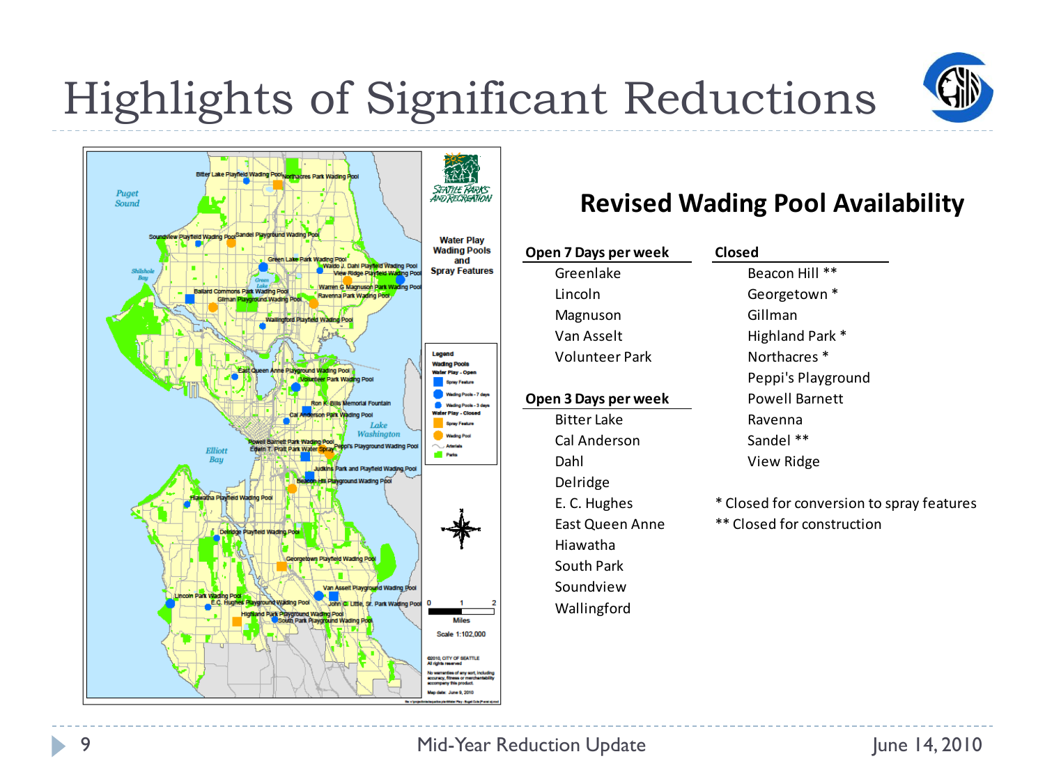# Highlights of Significant Reductions

## Revised Wading Pool Availability

| Open 7 Days per week | Closed |
|---|---|
| Greenlake | Beacon Hill ** |
| Lincoln | Georgetown * |
| Magnuson | Gillman |
| Van Asselt | Highland Park * |
| Volunteer Park | Northacres * |
| | Peppi's Playground |
| **Open 3 Days per week** | Powell Barnett |
| Bitter Lake | Ravenna |
| Cal Anderson | Sandel ** |
| Dahl | View Ridge |
| Delridge | |
| E. C. Hughes | |
| East Queen Anne | |
| Hiawatha | |
| South Park | |
| Soundview | |
| Wallingford | |

* Closed for conversion to spray features

** Closed for construction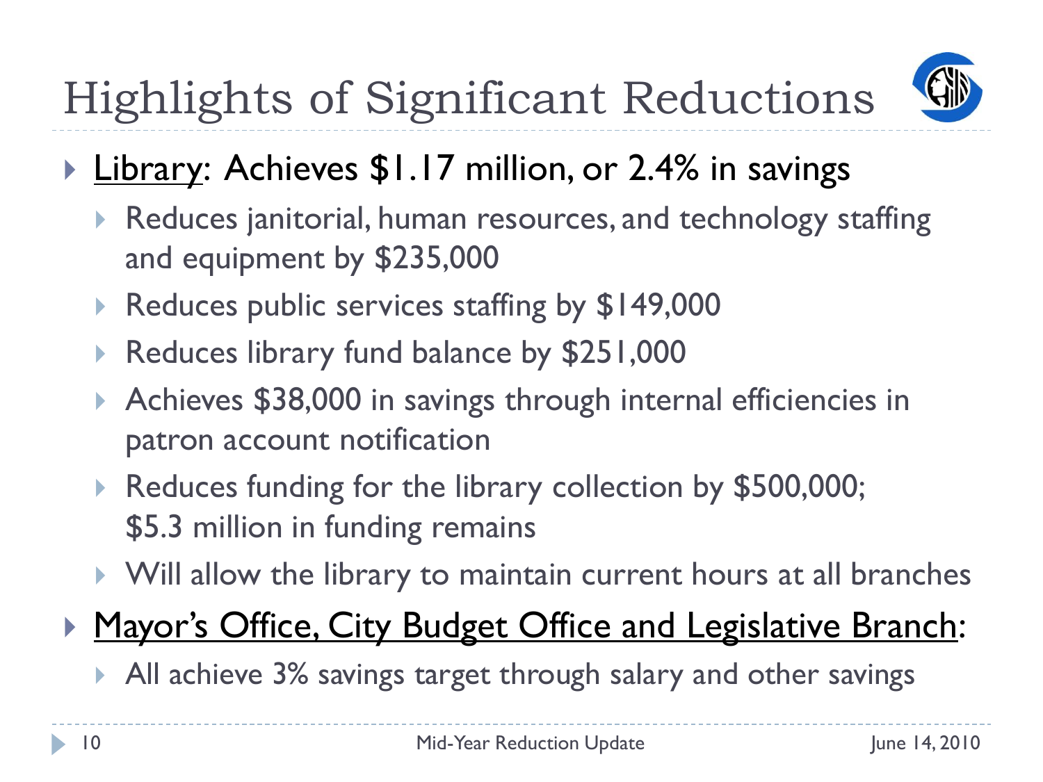# Highlights of Significant Reductions

- Library: Achieves $1.17 million, or 2.4% in savings
  - Reduces janitorial, human resources, and technology staffing and equipment by $235,000
  - Reduces public services staffing by $149,000
  - Reduces library fund balance by $251,000
  - Achieves $38,000 in savings through internal efficiencies in patron account notification
  - Reduces funding for the library collection by $500,000; $5.3 million in funding remains
  - Will allow the library to maintain current hours at all branches
- Mayor's Office, City Budget Office and Legislative Branch:
  - All achieve 3% savings target through salary and other savings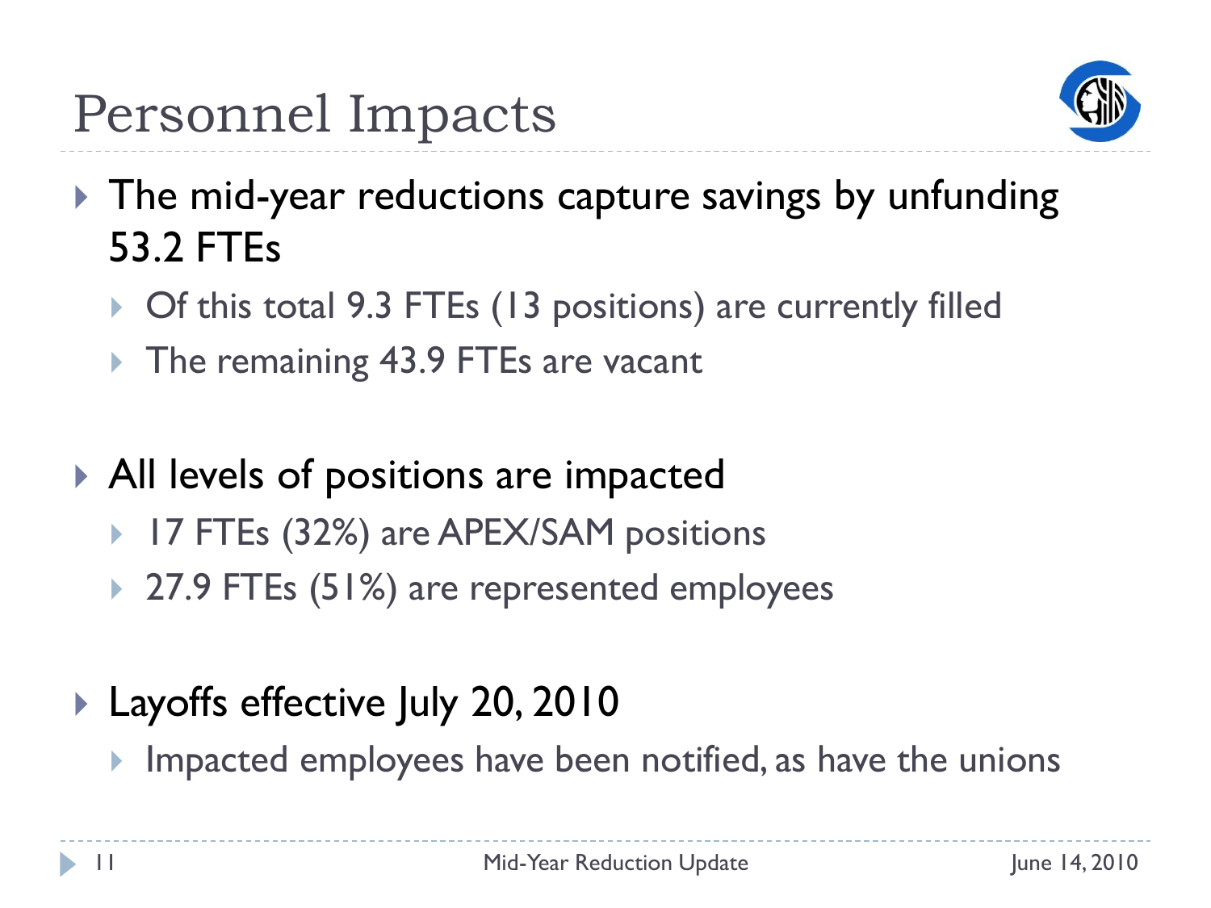# Personnel Impacts

- The mid-year reductions capture savings by unfunding 53.2 FTEs
  - Of this total 9.3 FTEs (13 positions) are currently filled
  - The remaining 43.9 FTEs are vacant
- All levels of positions are impacted
  - 17 FTEs (32%) are APEX/SAM positions
  - 27.9 FTEs (51%) are represented employees
- Layoffs effective July 20, 2010
  - Impacted employees have been notified, as have the unions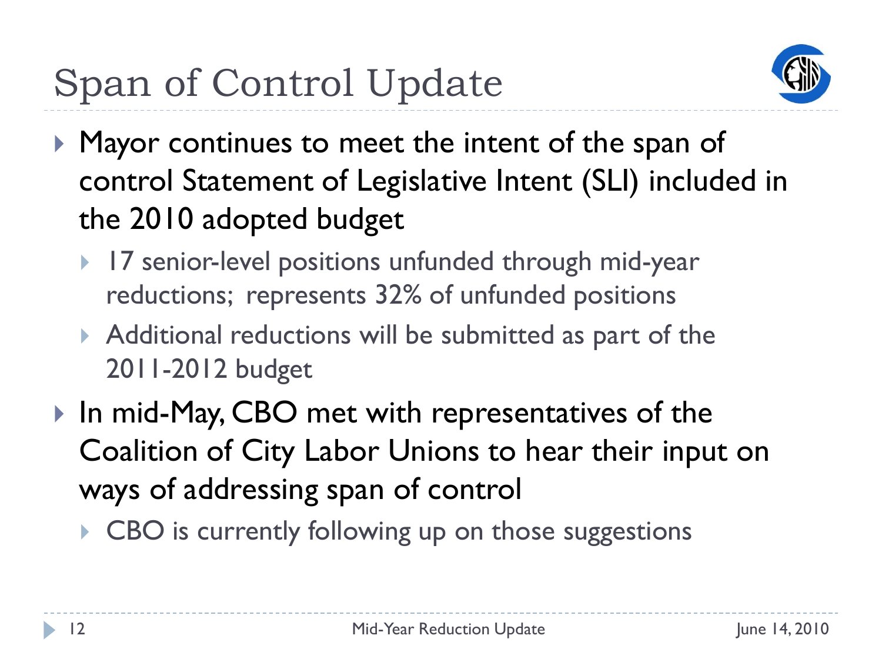# Span of Control Update

- Mayor continues to meet the intent of the span of control Statement of Legislative Intent (SLI) included in the 2010 adopted budget
  - 17 senior-level positions unfunded through mid-year reductions; represents 32% of unfunded positions
  - Additional reductions will be submitted as part of the 2011-2012 budget
- In mid-May, CBO met with representatives of the Coalition of City Labor Unions to hear their input on ways of addressing span of control
  - CBO is currently following up on those suggestions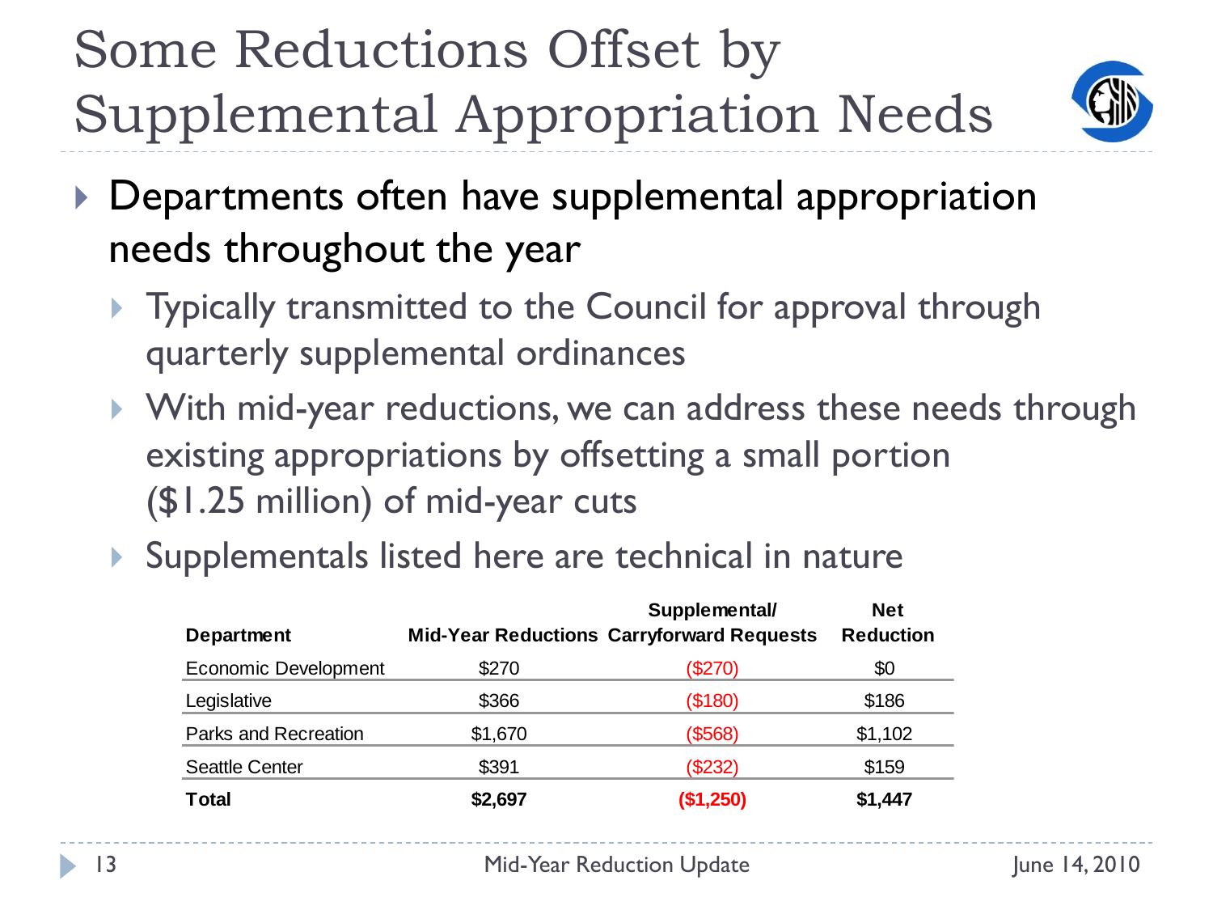# Some Reductions Offset by Supplemental Appropriation Needs

- Departments often have supplemental appropriation needs throughout the year
  - Typically transmitted to the Council for approval through quarterly supplemental ordinances
  - With mid-year reductions, we can address these needs through existing appropriations by offsetting a small portion ($1.25 million) of mid-year cuts
  - Supplementals listed here are technical in nature

| Department | Mid-Year Reductions | Supplemental/ Carryforward Requests | Net Reduction |
|---|---|---|---|
| Economic Development | $270 | ($270) | $0 |
| Legislative | $366 | ($180) | $186 |
| Parks and Recreation | $1,670 | ($568) | $1,102 |
| Seattle Center | $391 | ($232) | $159 |
| **Total** | **$2,697** | **($1,250)** | **$1,447** |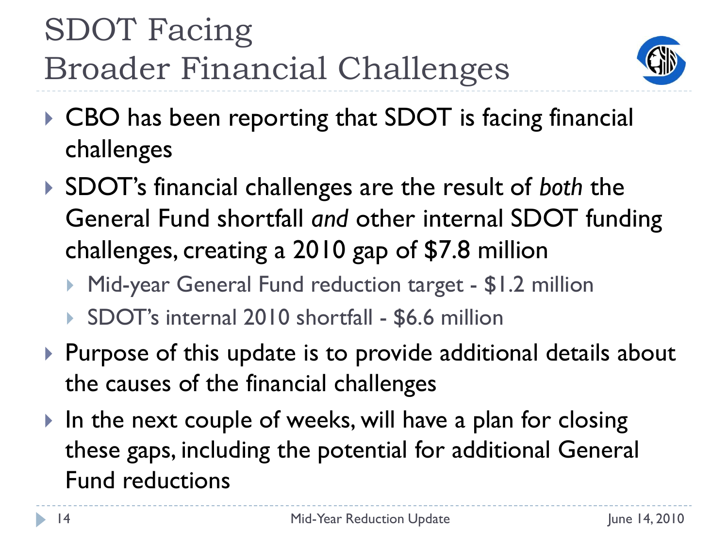# SDOT Facing Broader Financial Challenges

- CBO has been reporting that SDOT is facing financial challenges
- SDOT's financial challenges are the result of *both* the General Fund shortfall *and* other internal SDOT funding challenges, creating a 2010 gap of $7.8 million
  - Mid-year General Fund reduction target - $1.2 million
  - SDOT's internal 2010 shortfall - $6.6 million
- Purpose of this update is to provide additional details about the causes of the financial challenges
- In the next couple of weeks, will have a plan for closing these gaps, including the potential for additional General Fund reductions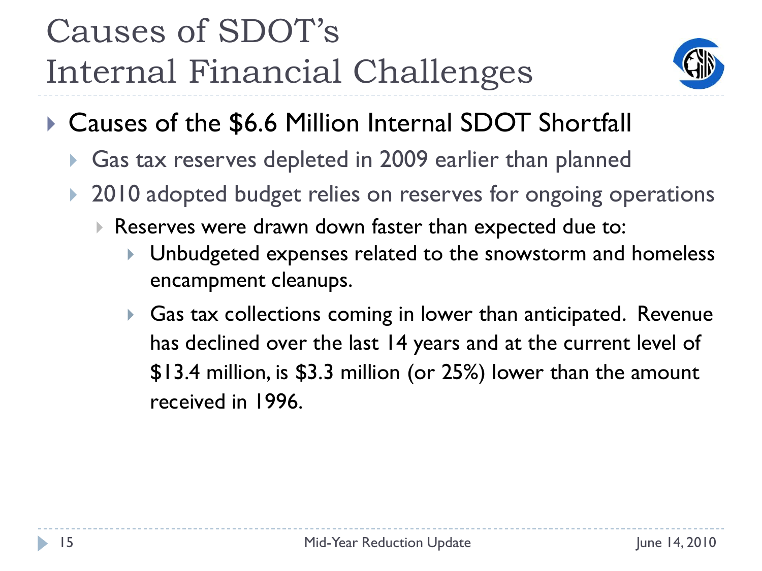# Causes of SDOT's Internal Financial Challenges

- Causes of the $6.6 Million Internal SDOT Shortfall
  - Gas tax reserves depleted in 2009 earlier than planned
  - 2010 adopted budget relies on reserves for ongoing operations
    - Reserves were drawn down faster than expected due to:
      - Unbudgeted expenses related to the snowstorm and homeless encampment cleanups.
      - Gas tax collections coming in lower than anticipated. Revenue has declined over the last 14 years and at the current level of $13.4 million, is $3.3 million (or 25%) lower than the amount received in 1996.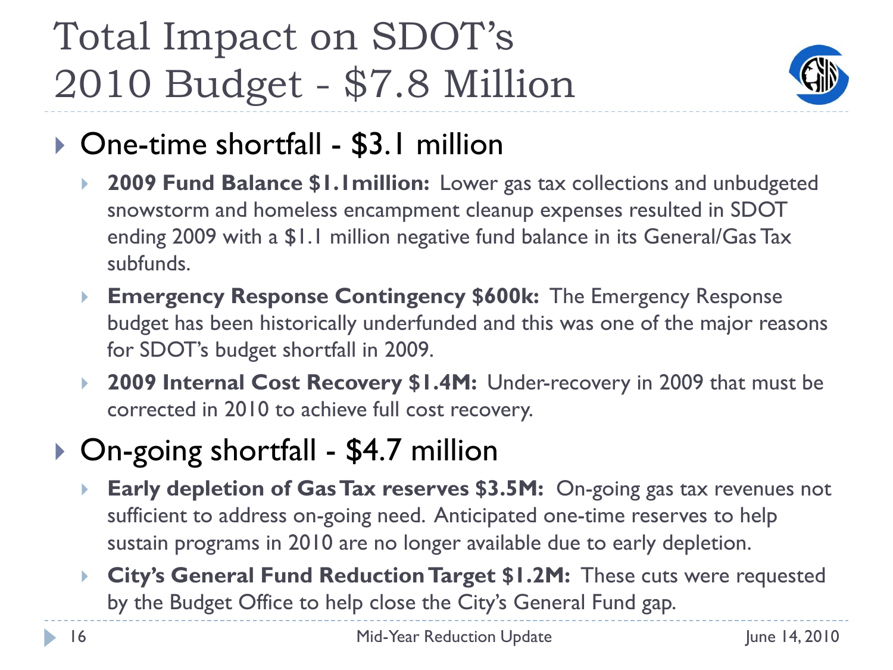# Total Impact on SDOT's 2010 Budget - $7.8 Million

- One-time shortfall - $3.1 million
  - **2009 Fund Balance $1.1million:** Lower gas tax collections and unbudgeted snowstorm and homeless encampment cleanup expenses resulted in SDOT ending 2009 with a $1.1 million negative fund balance in its General/Gas Tax subfunds.
  - **Emergency Response Contingency $600k:** The Emergency Response budget has been historically underfunded and this was one of the major reasons for SDOT's budget shortfall in 2009.
  - **2009 Internal Cost Recovery $1.4M:** Under-recovery in 2009 that must be corrected in 2010 to achieve full cost recovery.
- On-going shortfall - $4.7 million
  - **Early depletion of Gas Tax reserves $3.5M:** On-going gas tax revenues not sufficient to address on-going need. Anticipated one-time reserves to help sustain programs in 2010 are no longer available due to early depletion.
  - **City's General Fund Reduction Target $1.2M:** These cuts were requested by the Budget Office to help close the City's General Fund gap.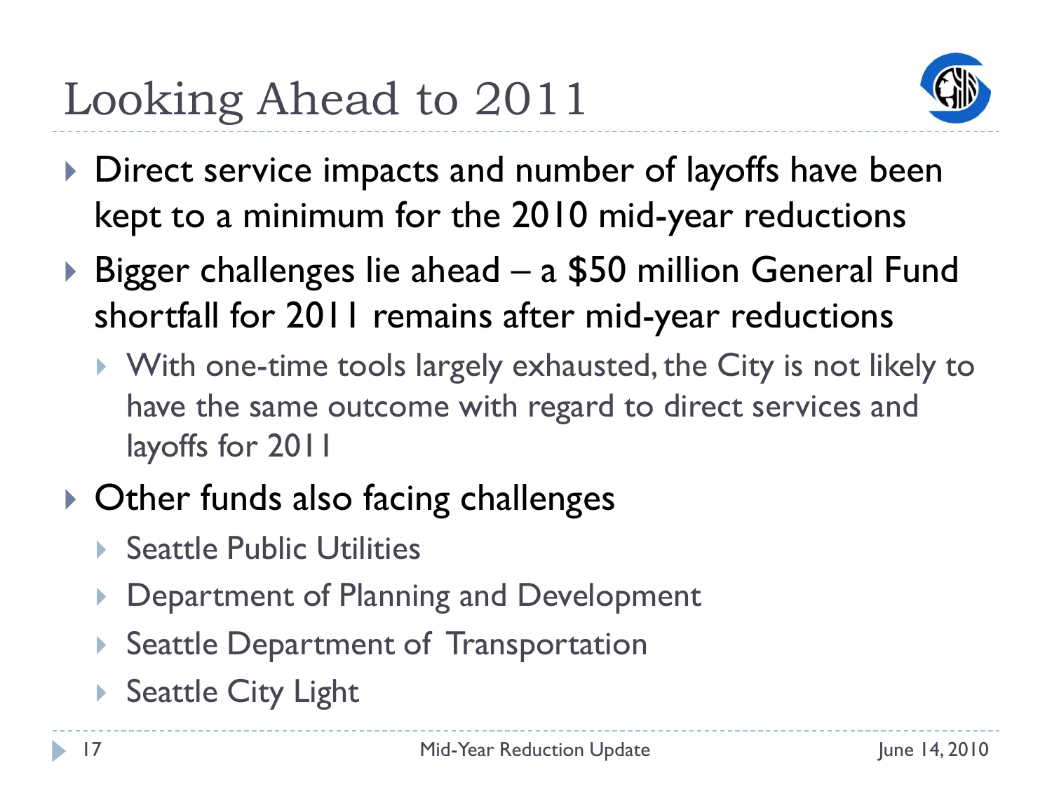# Looking Ahead to 2011

- Direct service impacts and number of layoffs have been kept to a minimum for the 2010 mid-year reductions
- Bigger challenges lie ahead – a $50 million General Fund shortfall for 2011 remains after mid-year reductions
  - With one-time tools largely exhausted, the City is not likely to have the same outcome with regard to direct services and layoffs for 2011
- Other funds also facing challenges
  - Seattle Public Utilities
  - Department of Planning and Development
  - Seattle Department of Transportation
  - Seattle City Light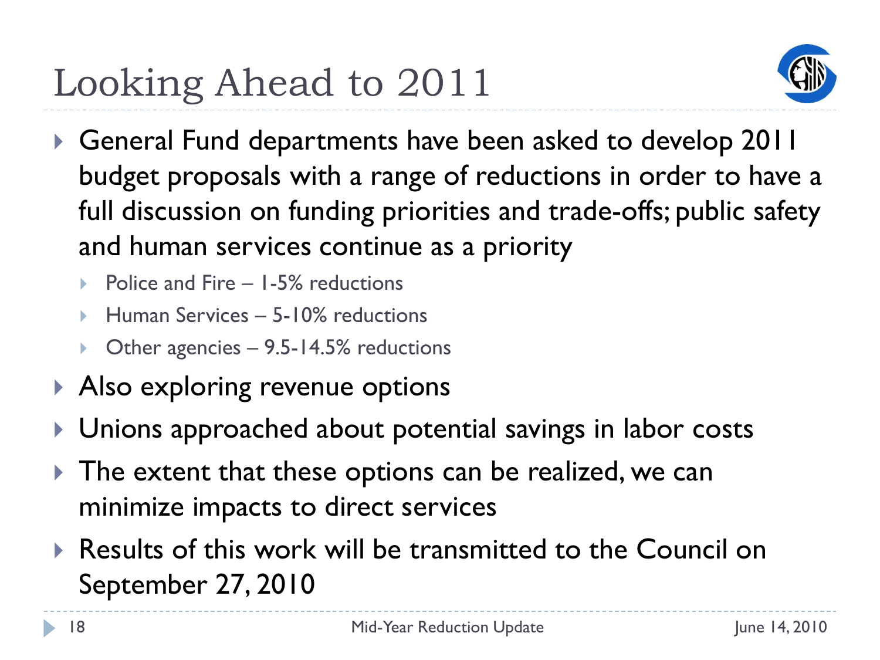# Looking Ahead to 2011

- General Fund departments have been asked to develop 2011 budget proposals with a range of reductions in order to have a full discussion on funding priorities and trade-offs; public safety and human services continue as a priority
  - Police and Fire – 1-5% reductions
  - Human Services – 5-10% reductions
  - Other agencies – 9.5-14.5% reductions
- Also exploring revenue options
- Unions approached about potential savings in labor costs
- The extent that these options can be realized, we can minimize impacts to direct services
- Results of this work will be transmitted to the Council on September 27, 2010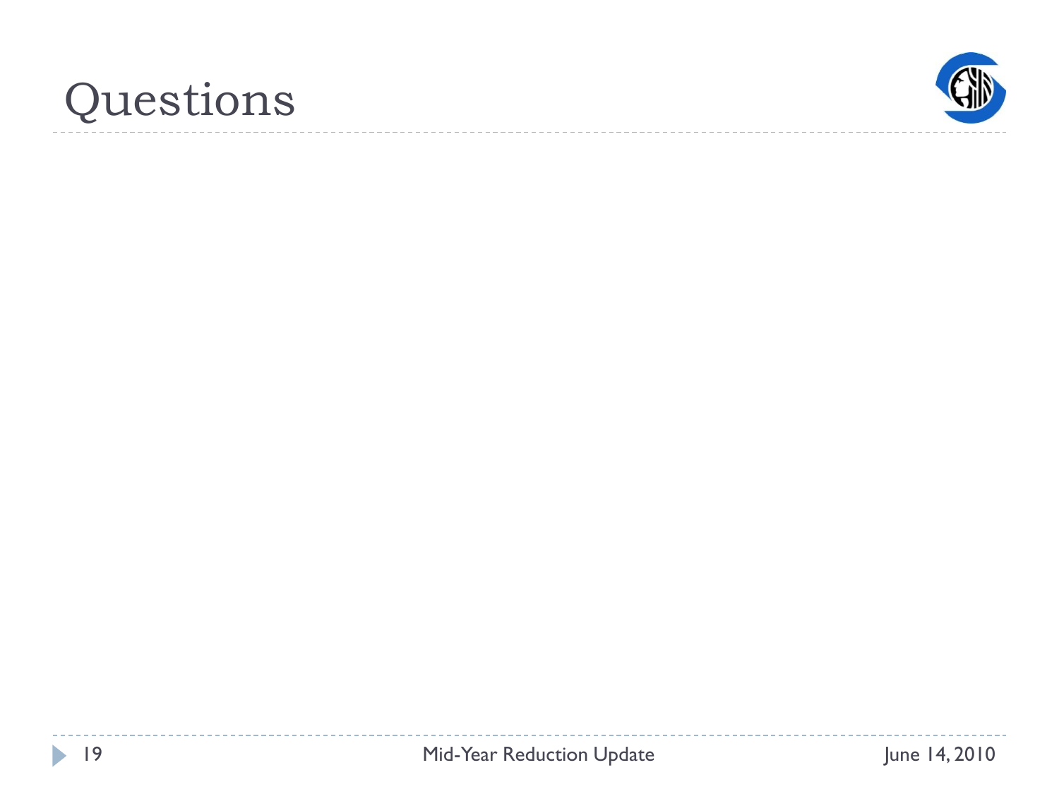# Questions